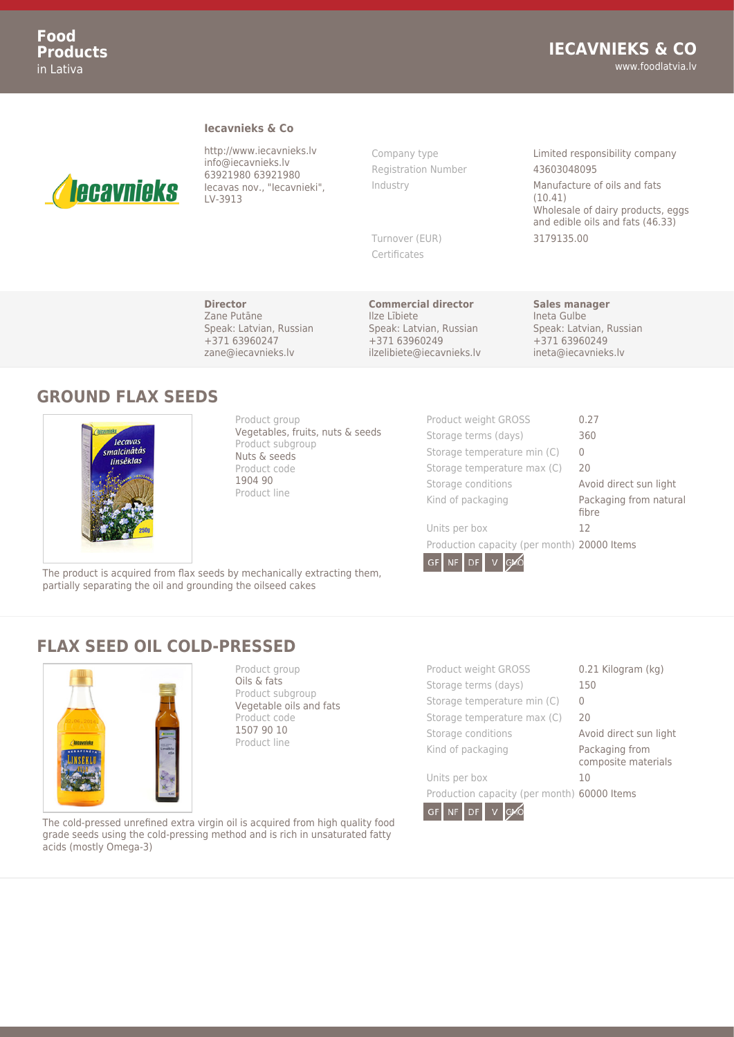**Food Products** in Lativa

# IECAVNIEKS & CO

www.foodlatvia.lv

## Iecavnieks & Co

http://www.iecavnieks.lv
info@iecavnieks.lv
63921980 63921980
Iecavas nov., "Iecavnieki", LV-3913

| | |
|---|---|
| Company type | Limited responsibility company |
| Registration Number | 43603048095 |
| Industry | Manufacture of oils and fats (10.41)<br>Wholesale of dairy products, eggs and edible oils and fats (46.33) |
| Turnover (EUR) | 3179135.00 |
| Certificates | |

**Director**
Zane Putāne
Speak: Latvian, Russian
+371 63960247
zane@iecavnieks.lv

**Commercial director**
Ilze Lībiete
Speak: Latvian, Russian
+371 63960249
ilzelibiete@iecavnieks.lv

**Sales manager**
Ineta Gulbe
Speak: Latvian, Russian
+371 63960249
ineta@iecavnieks.lv

## GROUND FLAX SEEDS

| | |
|---|---|
| Product group | Vegetables, fruits, nuts & seeds |
| Product subgroup | Nuts & seeds |
| Product code | 1904 90 |
| Product line | |

| | |
|---|---|
| Product weight GROSS | 0.27 |
| Storage terms (days) | 360 |
| Storage temperature min (C) | 0 |
| Storage temperature max (C) | 20 |
| Storage conditions | Avoid direct sun light |
| Kind of packaging | Packaging from natural fibre |
| Units per box | 12 |
| Production capacity (per month) | 20000 Items |

GF NF DF V GMO

The product is acquired from flax seeds by mechanically extracting them, partially separating the oil and grounding the oilseed cakes

## FLAX SEED OIL COLD-PRESSED

| | |
|---|---|
| Product group | Oils & fats |
| Product subgroup | Vegetable oils and fats |
| Product code | 1507 90 10 |
| Product line | |

| | |
|---|---|
| Product weight GROSS | 0.21 Kilogram (kg) |
| Storage terms (days) | 150 |
| Storage temperature min (C) | 0 |
| Storage temperature max (C) | 20 |
| Storage conditions | Avoid direct sun light |
| Kind of packaging | Packaging from composite materials |
| Units per box | 10 |
| Production capacity (per month) | 60000 Items |

GF NF DF V GMO

The cold-pressed unrefined extra virgin oil is acquired from high quality food grade seeds using the cold-pressing method and is rich in unsaturated fatty acids (mostly Omega-3)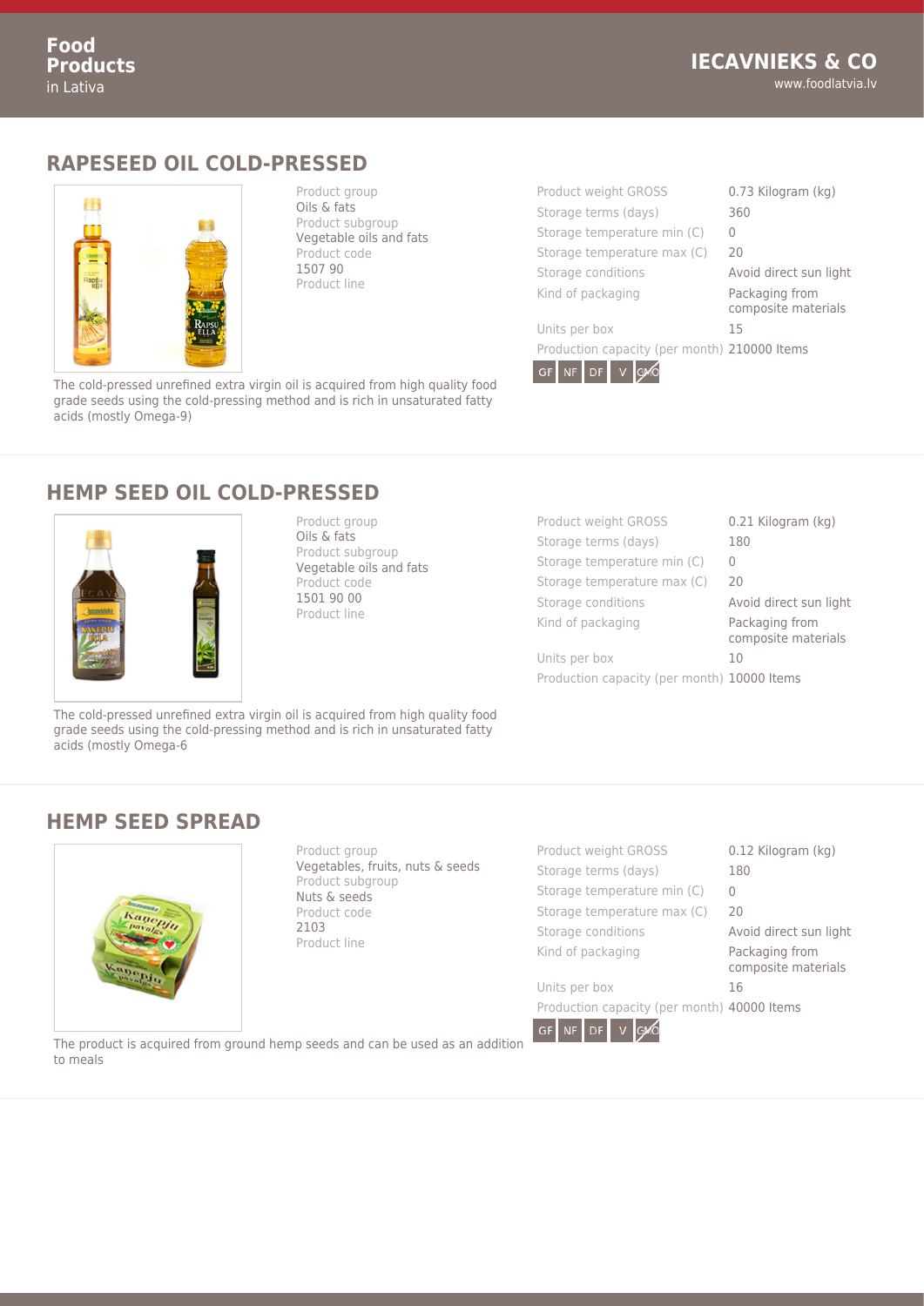## RAPESEED OIL COLD-PRESSED

| | |
|---|---|
| Product group | Oils & fats |
| Product subgroup | Vegetable oils and fats |
| Product code | 1507 90 |
| Product line | |

The cold-pressed unrefined extra virgin oil is acquired from high quality food grade seeds using the cold-pressing method and is rich in unsaturated fatty acids (mostly Omega-9)

| | |
|---|---|
| Product weight GROSS | 0.73 Kilogram (kg) |
| Storage terms (days) | 360 |
| Storage temperature min (C) | 0 |
| Storage temperature max (C) | 20 |
| Storage conditions | Avoid direct sun light |
| Kind of packaging | Packaging from composite materials |
| Units per box | 15 |
| Production capacity (per month) | 210000 Items |

GF NF DF V GMO

## HEMP SEED OIL COLD-PRESSED

| | |
|---|---|
| Product group | Oils & fats |
| Product subgroup | Vegetable oils and fats |
| Product code | 1501 90 00 |
| Product line | |

The cold-pressed unrefined extra virgin oil is acquired from high quality food grade seeds using the cold-pressing method and is rich in unsaturated fatty acids (mostly Omega-6

| | |
|---|---|
| Product weight GROSS | 0.21 Kilogram (kg) |
| Storage terms (days) | 180 |
| Storage temperature min (C) | 0 |
| Storage temperature max (C) | 20 |
| Storage conditions | Avoid direct sun light |
| Kind of packaging | Packaging from composite materials |
| Units per box | 10 |
| Production capacity (per month) | 10000 Items |

## HEMP SEED SPREAD

| | |
|---|---|
| Product group | Vegetables, fruits, nuts & seeds |
| Product subgroup | Nuts & seeds |
| Product code | 2103 |
| Product line | |

The product is acquired from ground hemp seeds and can be used as an addition to meals

| | |
|---|---|
| Product weight GROSS | 0.12 Kilogram (kg) |
| Storage terms (days) | 180 |
| Storage temperature min (C) | 0 |
| Storage temperature max (C) | 20 |
| Storage conditions | Avoid direct sun light |
| Kind of packaging | Packaging from composite materials |
| Units per box | 16 |
| Production capacity (per month) | 40000 Items |

GF NF DF V GMO